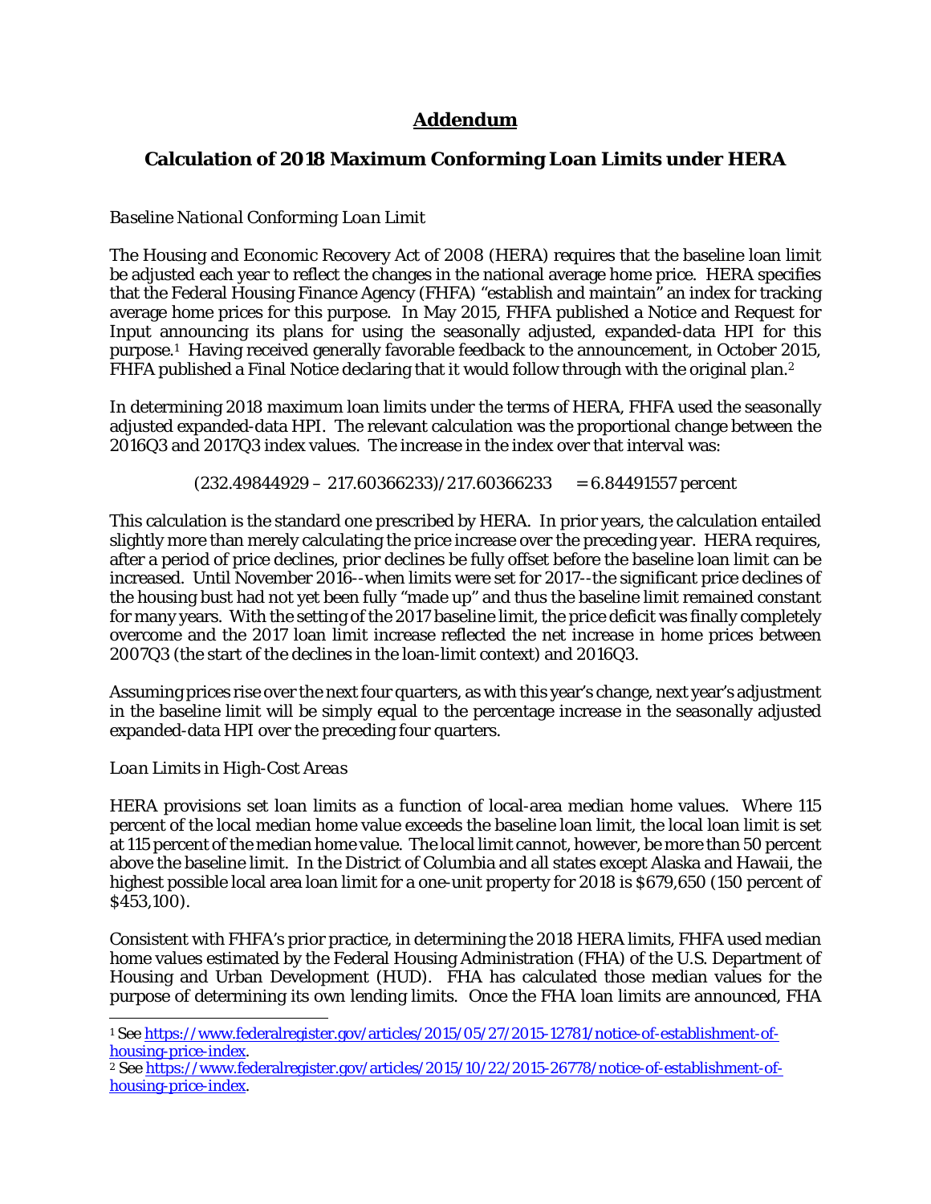# Addendum

## Calculation of 2018 Maximum Conforming Loan Limits under HERA

*Baseline National Conforming Loan Limit*

The Housing and Economic Recovery Act of 2008 (HERA) requires that the baseline loan limit be adjusted each year to reflect the changes in the national average home price. HERA specifies that the Federal Housing Finance Agency (FHFA) "establish and maintain" an index for tracking average home prices for this purpose. In May 2015, FHFA published a Notice and Request for Input announcing its plans for using the seasonally adjusted, expanded-data HPI for this purpose.[1] Having received generally favorable feedback to the announcement, in October 2015, FHFA published a Final Notice declaring that it would follow through with the original plan.[2]

In determining 2018 maximum loan limits under the terms of HERA, FHFA used the seasonally adjusted expanded-data HPI. The relevant calculation was the proportional change between the 2016Q3 and 2017Q3 index values. The increase in the index over that interval was:

$$(232.49844929 - 217.60366233)/217.60366233 \quad = 6.84491557 \text{ percent}$$

This calculation is the standard one prescribed by HERA. In prior years, the calculation entailed slightly more than merely calculating the price increase over the preceding year. HERA requires, after a period of price declines, prior declines be fully offset before the baseline loan limit can be increased. Until November 2016--when limits were set for 2017--the significant price declines of the housing bust had not yet been fully "made up" and thus the baseline limit remained constant for many years. With the setting of the 2017 baseline limit, the price deficit was finally completely overcome and the 2017 loan limit increase reflected the net increase in home prices between 2007Q3 (the start of the declines in the loan-limit context) and 2016Q3.

Assuming prices rise over the next four quarters, as with this year's change, next year's adjustment in the baseline limit will be simply equal to the percentage increase in the seasonally adjusted expanded-data HPI over the preceding four quarters.

*Loan Limits in High-Cost Areas*

HERA provisions set loan limits as a function of local-area median home values. Where 115 percent of the local median home value exceeds the baseline loan limit, the local loan limit is set at 115 percent of the median home value. The local limit cannot, however, be more than 50 percent above the baseline limit. In the District of Columbia and all states except Alaska and Hawaii, the highest possible local area loan limit for a one-unit property for 2018 is $679,650 (150 percent of $453,100).

Consistent with FHFA's prior practice, in determining the 2018 HERA limits, FHFA used median home values estimated by the Federal Housing Administration (FHA) of the U.S. Department of Housing and Urban Development (HUD). FHA has calculated those median values for the purpose of determining its own lending limits. Once the FHA loan limits are announced, FHA

---

[1] See https://www.federalregister.gov/articles/2015/05/27/2015-12781/notice-of-establishment-of-housing-price-index.

[2] See https://www.federalregister.gov/articles/2015/10/22/2015-26778/notice-of-establishment-of-housing-price-index.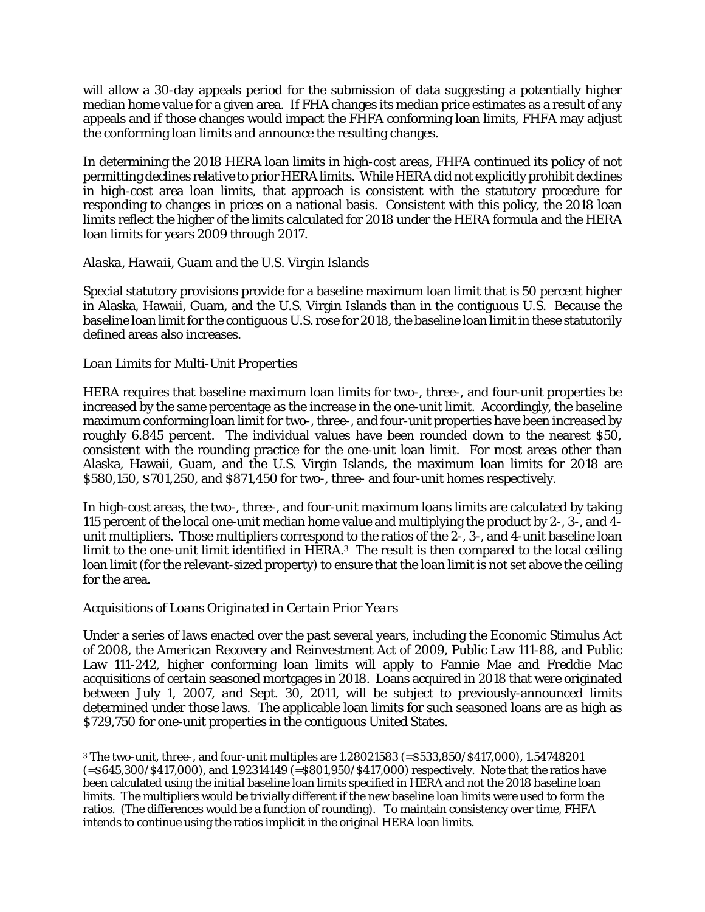will allow a 30-day appeals period for the submission of data suggesting a potentially higher median home value for a given area. If FHA changes its median price estimates as a result of any appeals and if those changes would impact the FHFA conforming loan limits, FHFA may adjust the conforming loan limits and announce the resulting changes.

In determining the 2018 HERA loan limits in high-cost areas, FHFA continued its policy of not permitting declines relative to prior HERA limits. While HERA did not explicitly prohibit declines in high-cost area loan limits, that approach is consistent with the statutory procedure for responding to changes in prices on a national basis. Consistent with this policy, the 2018 loan limits reflect the higher of the limits calculated for 2018 under the HERA formula and the HERA loan limits for years 2009 through 2017.

*Alaska, Hawaii, Guam and the U.S. Virgin Islands*

Special statutory provisions provide for a baseline maximum loan limit that is 50 percent higher in Alaska, Hawaii, Guam, and the U.S. Virgin Islands than in the contiguous U.S. Because the baseline loan limit for the contiguous U.S. rose for 2018, the baseline loan limit in these statutorily defined areas also increases.

*Loan Limits for Multi-Unit Properties*

HERA requires that baseline maximum loan limits for two-, three-, and four-unit properties be increased by the same percentage as the increase in the one-unit limit. Accordingly, the baseline maximum conforming loan limit for two-, three-, and four-unit properties have been increased by roughly 6.845 percent. The individual values have been rounded down to the nearest $50, consistent with the rounding practice for the one-unit loan limit. For most areas other than Alaska, Hawaii, Guam, and the U.S. Virgin Islands, the maximum loan limits for 2018 are $580,150, $701,250, and $871,450 for two-, three- and four-unit homes respectively.

In high-cost areas, the two-, three-, and four-unit maximum loans limits are calculated by taking 115 percent of the local one-unit median home value and multiplying the product by 2-, 3-, and 4-unit multipliers. Those multipliers correspond to the ratios of the 2-, 3-, and 4-unit baseline loan limit to the one-unit limit identified in HERA.[3] The result is then compared to the local ceiling loan limit (for the relevant-sized property) to ensure that the loan limit is not set above the ceiling for the area.

*Acquisitions of Loans Originated in Certain Prior Years*

Under a series of laws enacted over the past several years, including the Economic Stimulus Act of 2008, the American Recovery and Reinvestment Act of 2009, Public Law 111-88, and Public Law 111-242, higher conforming loan limits will apply to Fannie Mae and Freddie Mac acquisitions of certain seasoned mortgages in 2018. Loans acquired in 2018 that were originated between July 1, 2007, and Sept. 30, 2011, will be subject to previously-announced limits determined under those laws. The applicable loan limits for such seasoned loans are as high as $729,750 for one-unit properties in the contiguous United States.

---

[3] The two-unit, three-, and four-unit multiples are 1.28021583 (=$533,850/$417,000), 1.54748201 (=$645,300/$417,000), and 1.92314149 (=$801,950/$417,000) respectively. Note that the ratios have been calculated using the *initial* baseline loan limits specified in HERA and not the 2018 baseline loan limits. The multipliers would be trivially different if the new baseline loan limits were used to form the ratios. (The differences would be a function of rounding). To maintain consistency over time, FHFA intends to continue using the ratios implicit in the original HERA loan limits.